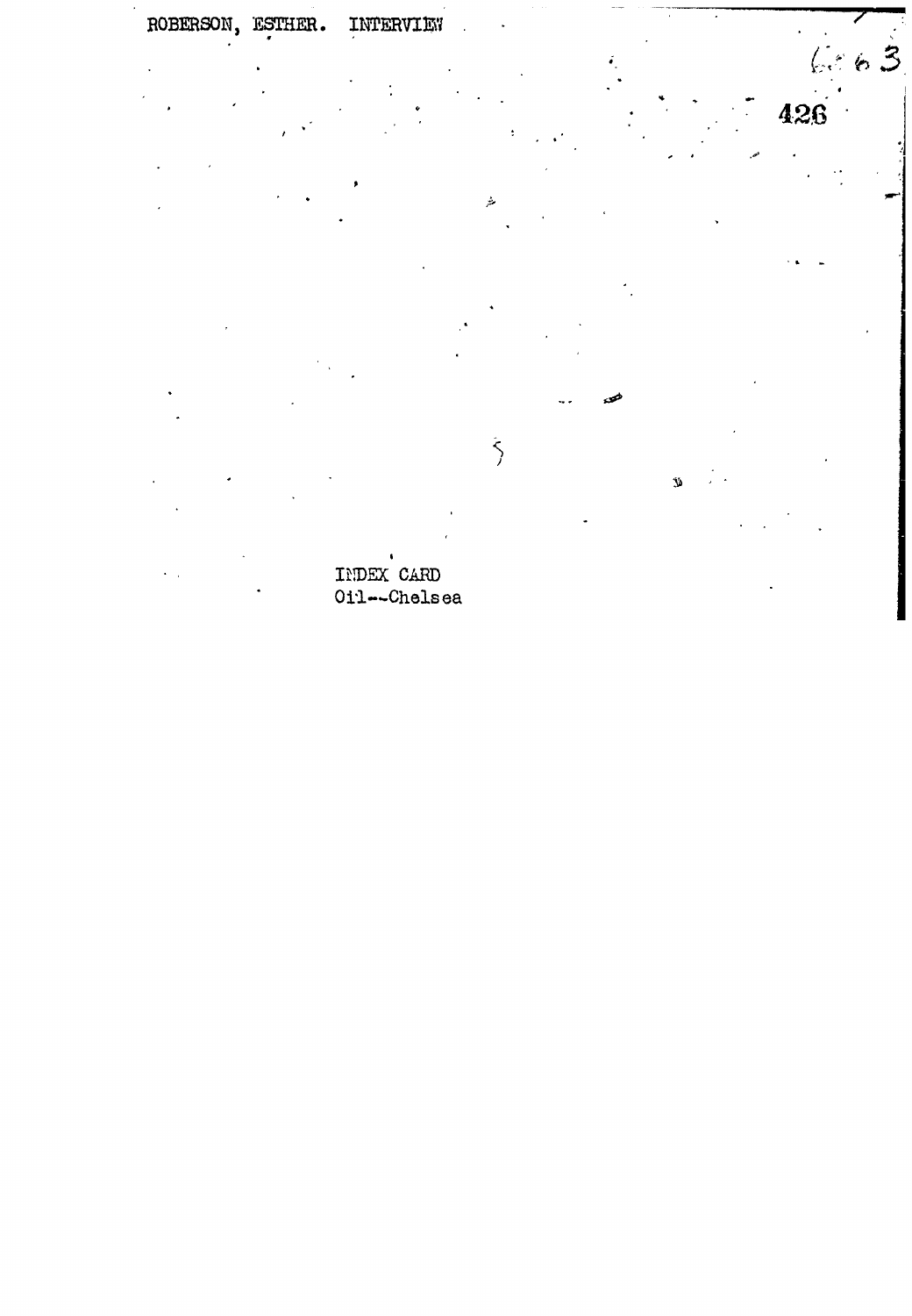ROBERSON, ESTHER. INTERVIEW

6663

426

INDEX CARD
Oil--Chelsea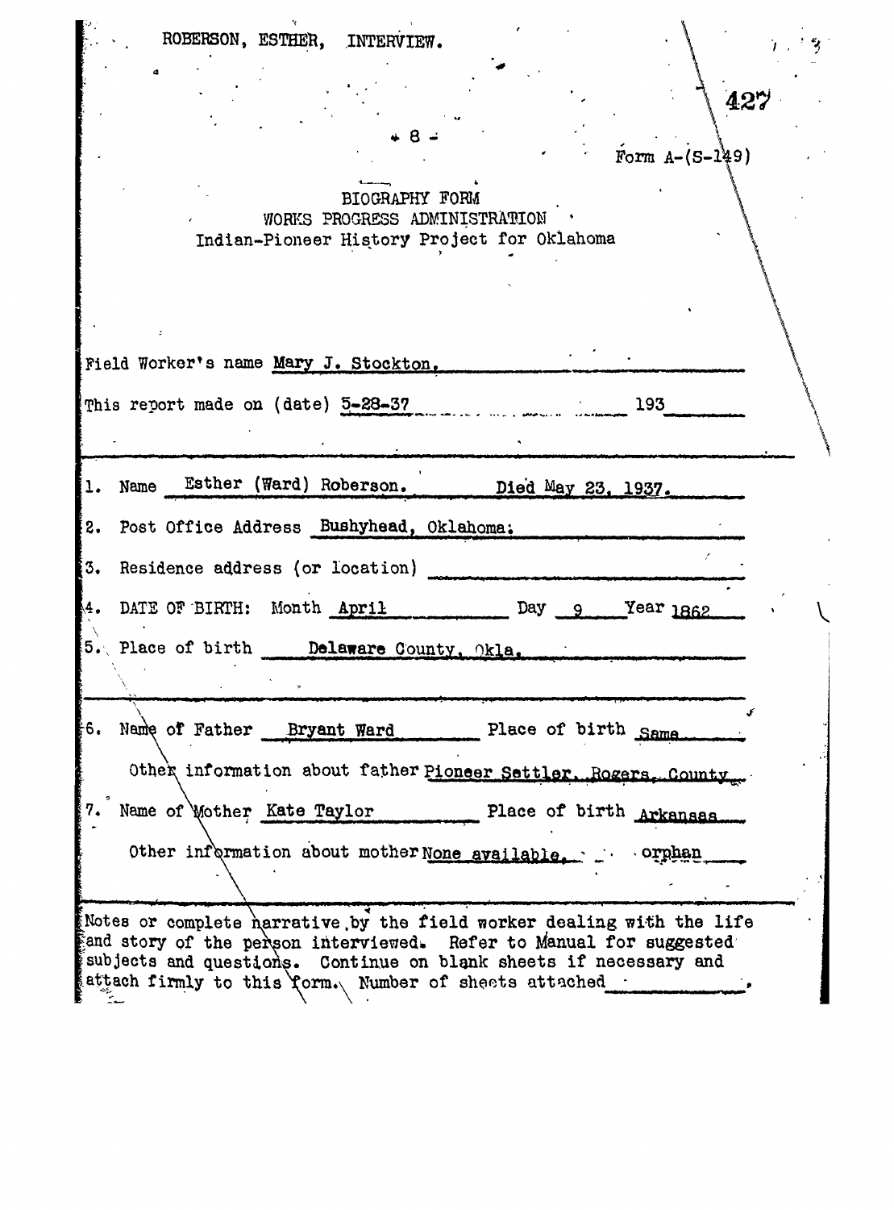ROBERSON, ESTHER, INTERVIEW.

Form A-(S-149)

# BIOGRAPHY FORM
## WORKS PROGRESS ADMINISTRATION
### Indian-Pioneer History Project for Oklahoma

Field Worker's name Mary J. Stockton.

This report made on (date) 5-28-37 193

1. Name Esther (Ward) Roberson. Died May 23, 1937.
2. Post Office Address Bushyhead, Oklahoma.
3. Residence address (or location)
4. DATE OF BIRTH: Month April Day 9 Year 1862
5. Place of birth Delaware County, Okla.

6. Name of Father Bryant Ward Place of birth Same

   Other information about father Pioneer Settler, Rogers County

7. Name of Mother Kate Taylor Place of birth Arkansas

   Other information about mother None available. orphan

Notes or complete narrative by the field worker dealing with the life and story of the person interviewed. Refer to Manual for suggested subjects and questions. Continue on blank sheets if necessary and attach firmly to this form. Number of sheets attached .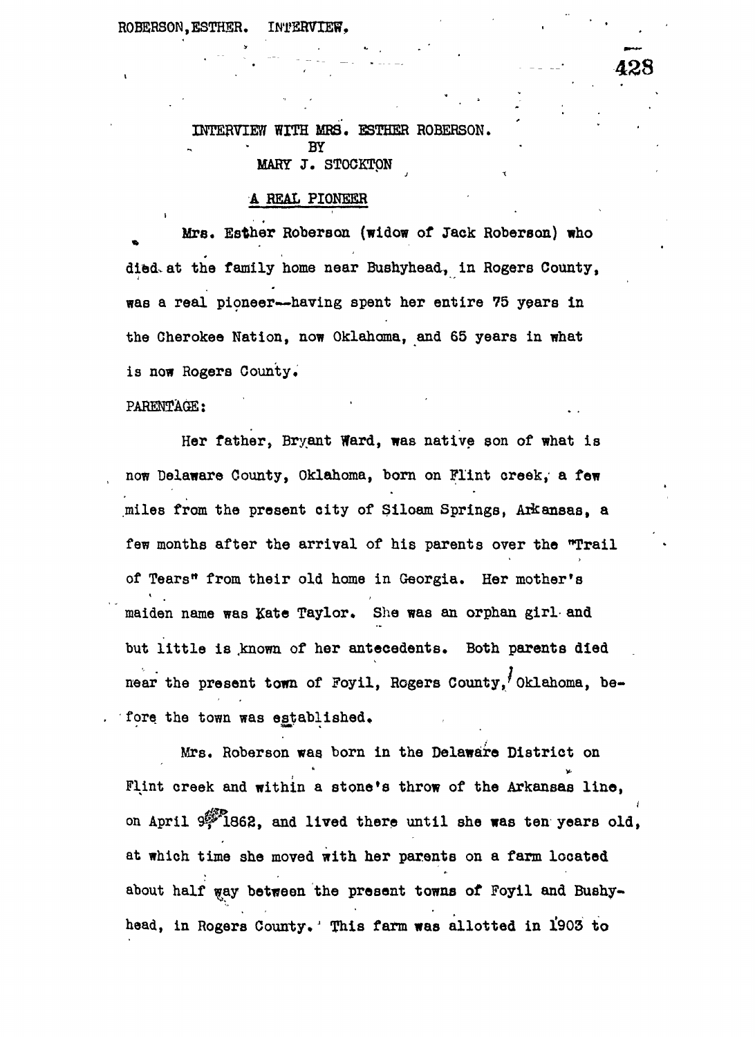INTERVIEW WITH MRS. ESTHER ROBERSON.
BY
MARY J. STOCKTON

A REAL PIONEER

Mrs. Esther Roberson (widow of Jack Roberson) who died at the family home near Bushyhead, in Rogers County, was a real pioneer--having spent her entire 75 years in the Cherokee Nation, now Oklahoma, and 65 years in what is now Rogers County.

PARENTAGE:

Her father, Bryant Ward, was native son of what is now Delaware County, Oklahoma, born on Flint creek, a few miles from the present city of Siloam Springs, Arkansas, a few months after the arrival of his parents over the "Trail of Tears" from their old home in Georgia. Her mother's maiden name was Kate Taylor. She was an orphan girl and but little is known of her antecedents. Both parents died near the present town of Foyil, Rogers County, Oklahoma, before the town was established.

Mrs. Roberson was born in the Delaware District on Flint creek and within a stone's throw of the Arkansas line, on April 9, 1862, and lived there until she was ten years old, at which time she moved with her parents on a farm located about half way between the present towns of Foyil and Bushyhead, in Rogers County. This farm was allotted in 1903 to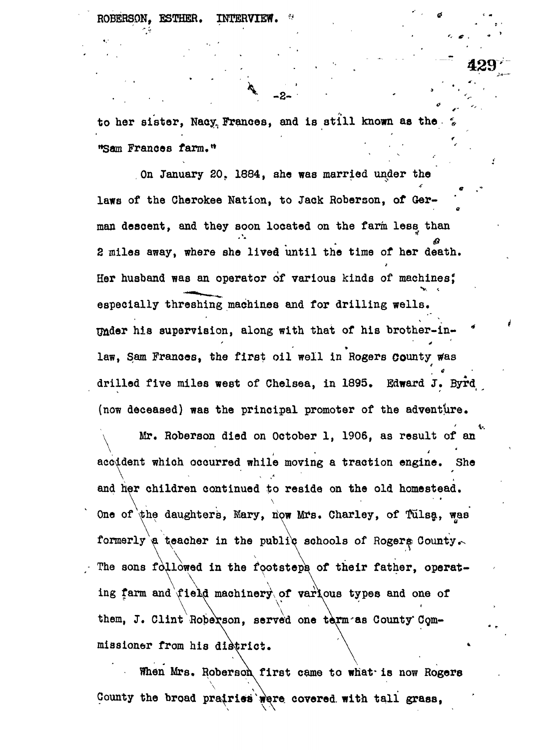to her sister, Nacy Frances, and is still known as the "Sam Frances farm."

On January 20, 1884, she was married under the laws of the Cherokee Nation, to Jack Roberson, of German descent, and they soon located on the farm less than 2 miles away, where she lived until the time of her death. Her husband was an operator of various kinds of machines; especially threshing machines and for drilling wells. Under his supervision, along with that of his brother-in-law, Sam Frances, the first oil well in Rogers County was drilled five miles west of Chelsea, in 1895. Edward J. Byrd (now deceased) was the principal promoter of the adventure.

Mr. Roberson died on October 1, 1906, as result of an accident which occurred while moving a traction engine. She and her children continued to reside on the old homestead. One of the daughters, Mary, now Mrs. Charley, of Tulsa, was formerly a teacher in the public schools of Rogers County. The sons followed in the footsteps of their father, operating farm and field machinery of various types and one of them, J. Clint Roberson, served one term as County Commissioner from his district.

When Mrs. Roberson first came to what is now Rogers County the broad prairies were covered with tall grass,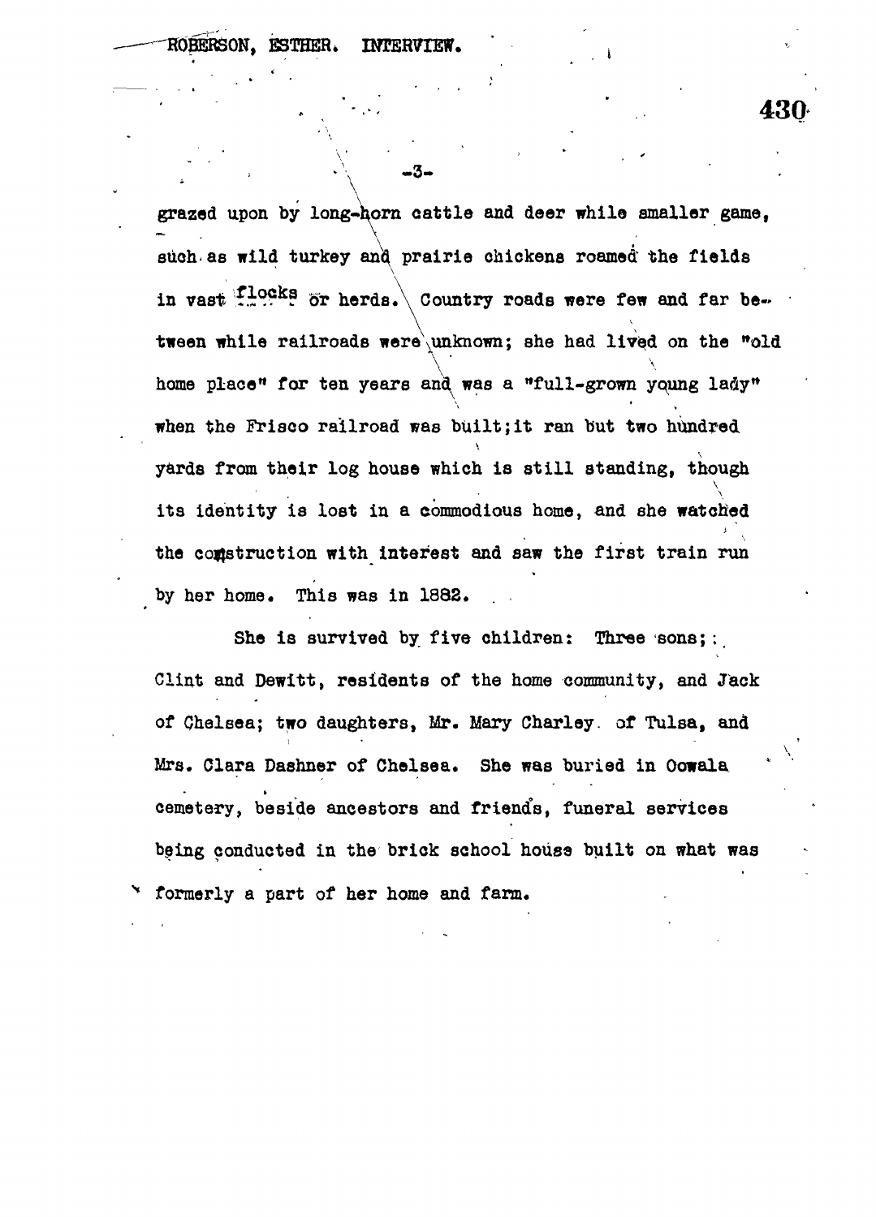grazed upon by long-horn cattle and deer while smaller game, such as wild turkey and prairie chickens roamed the fields in vast flocks or herds. Country roads were few and far between while railroads were unknown; she had lived on the "old home place" for ten years and was a "full-grown young lady" when the Frisco railroad was built; it ran but two hundred yards from their log house which is still standing, though its identity is lost in a commodious home, and she watched the construction with interest and saw the first train run by her home. This was in 1882.

She is survived by five children: Three sons; Clint and Dewitt, residents of the home community, and Jack of Chelsea; two daughters, Mr. Mary Charley of Tulsa, and Mrs. Clara Dashner of Chelsea. She was buried in Oowala cemetery, beside ancestors and friends, funeral services being conducted in the brick school house built on what was formerly a part of her home and farm.